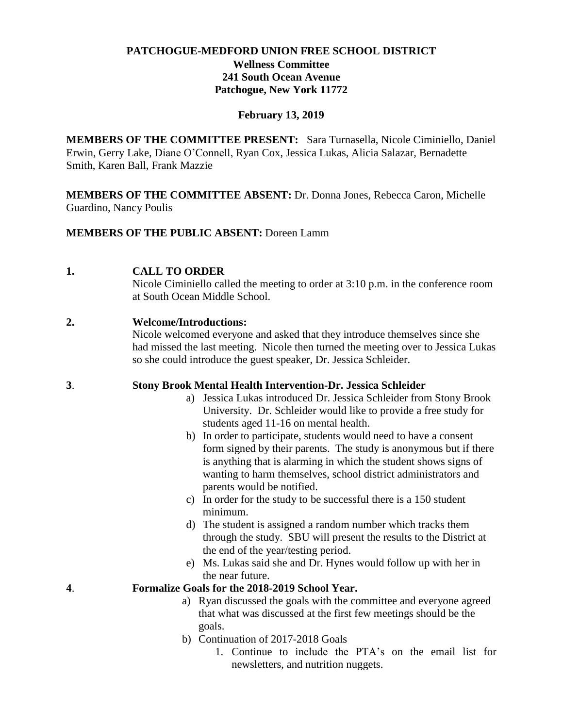**PATCHOGUE-MEDFORD UNION FREE SCHOOL DISTRICT**
**Wellness Committee**
**241 South Ocean Avenue**
**Patchogue, New York 11772**

**February 13, 2019**

**MEMBERS OF THE COMMITTEE PRESENT:** Sara Turnasella, Nicole Ciminiello, Daniel Erwin, Gerry Lake, Diane O'Connell, Ryan Cox, Jessica Lukas, Alicia Salazar, Bernadette Smith, Karen Ball, Frank Mazzie

**MEMBERS OF THE COMMITTEE ABSENT:** Dr. Donna Jones, Rebecca Caron, Michelle Guardino, Nancy Poulis

**MEMBERS OF THE PUBLIC ABSENT:** Doreen Lamm

**1. CALL TO ORDER**

Nicole Ciminiello called the meeting to order at 3:10 p.m. in the conference room at South Ocean Middle School.

**2. Welcome/Introductions:**

Nicole welcomed everyone and asked that they introduce themselves since she had missed the last meeting. Nicole then turned the meeting over to Jessica Lukas so she could introduce the guest speaker, Dr. Jessica Schleider.

**3. Stony Brook Mental Health Intervention-Dr. Jessica Schleider**

a) Jessica Lukas introduced Dr. Jessica Schleider from Stony Brook University. Dr. Schleider would like to provide a free study for students aged 11-16 on mental health.

b) In order to participate, students would need to have a consent form signed by their parents. The study is anonymous but if there is anything that is alarming in which the student shows signs of wanting to harm themselves, school district administrators and parents would be notified.

c) In order for the study to be successful there is a 150 student minimum.

d) The student is assigned a random number which tracks them through the study. SBU will present the results to the District at the end of the year/testing period.

e) Ms. Lukas said she and Dr. Hynes would follow up with her in the near future.

**4. Formalize Goals for the 2018-2019 School Year.**

a) Ryan discussed the goals with the committee and everyone agreed that what was discussed at the first few meetings should be the goals.

b) Continuation of 2017-2018 Goals

1. Continue to include the PTA's on the email list for newsletters, and nutrition nuggets.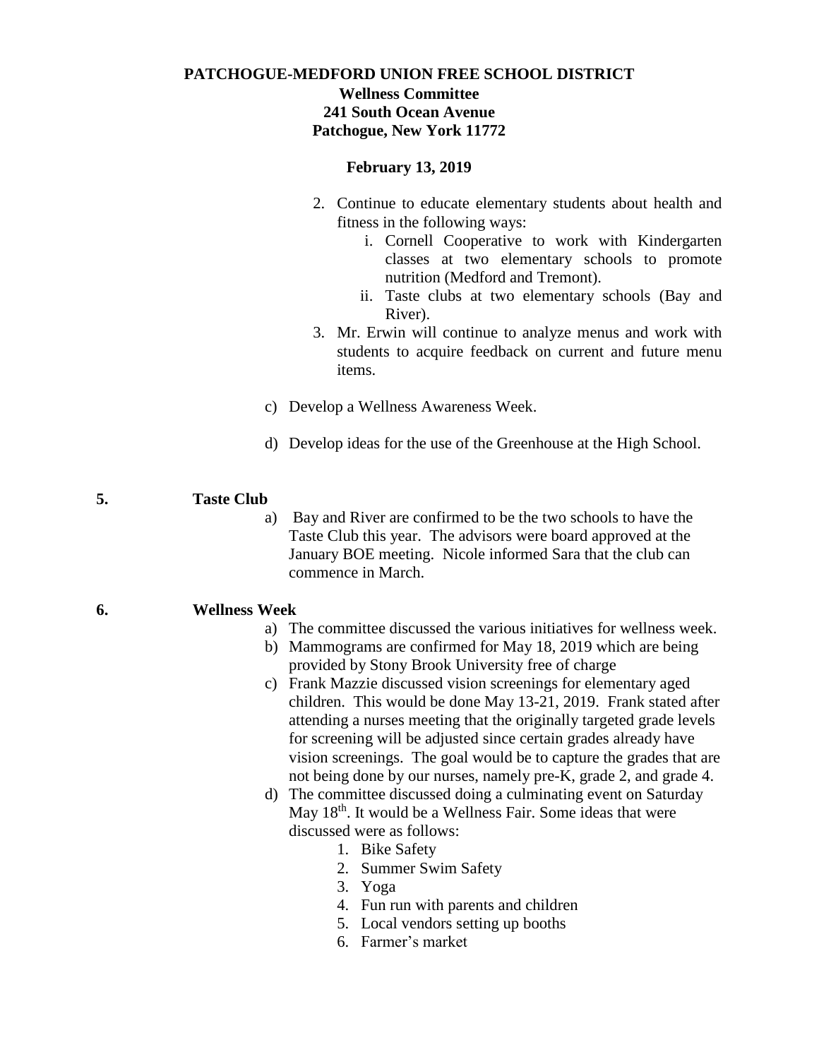**PATCHOGUE-MEDFORD UNION FREE SCHOOL DISTRICT**
**Wellness Committee**
**241 South Ocean Avenue**
**Patchogue, New York 11772**

**February 13, 2019**

2. Continue to educate elementary students about health and fitness in the following ways:
    i. Cornell Cooperative to work with Kindergarten classes at two elementary schools to promote nutrition (Medford and Tremont).
    ii. Taste clubs at two elementary schools (Bay and River).
3. Mr. Erwin will continue to analyze menus and work with students to acquire feedback on current and future menu items.

c) Develop a Wellness Awareness Week.

d) Develop ideas for the use of the Greenhouse at the High School.

**5. Taste Club**

a) Bay and River are confirmed to be the two schools to have the Taste Club this year. The advisors were board approved at the January BOE meeting. Nicole informed Sara that the club can commence in March.

**6. Wellness Week**

a) The committee discussed the various initiatives for wellness week.
b) Mammograms are confirmed for May 18, 2019 which are being provided by Stony Brook University free of charge
c) Frank Mazzie discussed vision screenings for elementary aged children. This would be done May 13-21, 2019. Frank stated after attending a nurses meeting that the originally targeted grade levels for screening will be adjusted since certain grades already have vision screenings. The goal would be to capture the grades that are not being done by our nurses, namely pre-K, grade 2, and grade 4.
d) The committee discussed doing a culminating event on Saturday May 18th. It would be a Wellness Fair. Some ideas that were discussed were as follows:
    1. Bike Safety
    2. Summer Swim Safety
    3. Yoga
    4. Fun run with parents and children
    5. Local vendors setting up booths
    6. Farmer's market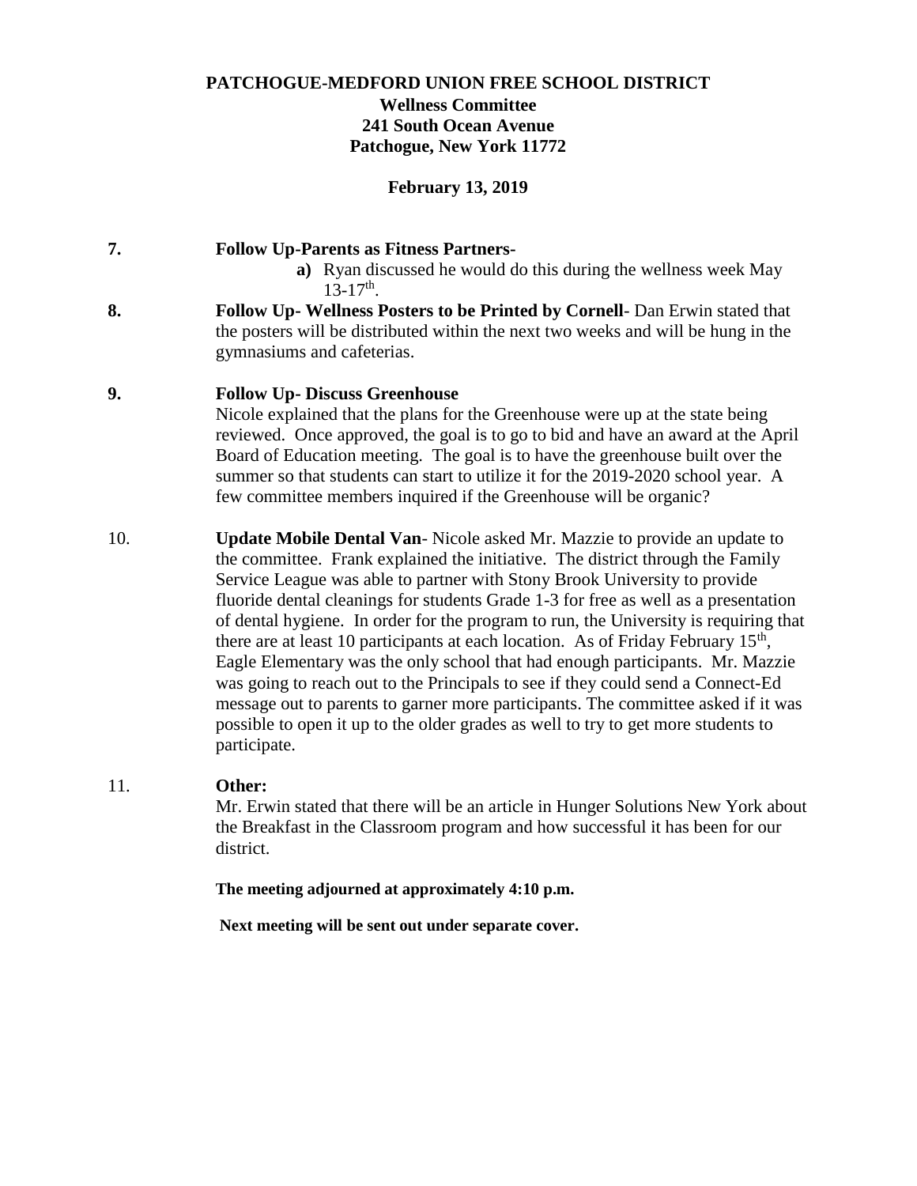**PATCHOGUE-MEDFORD UNION FREE SCHOOL DISTRICT**
**Wellness Committee**
**241 South Ocean Avenue**
**Patchogue, New York 11772**

**February 13, 2019**

**7. Follow Up-Parents as Fitness Partners-**

**a)** Ryan discussed he would do this during the wellness week May 13-17th.

**8. Follow Up- Wellness Posters to be Printed by Cornell**- Dan Erwin stated that the posters will be distributed within the next two weeks and will be hung in the gymnasiums and cafeterias.

**9. Follow Up- Discuss Greenhouse**

Nicole explained that the plans for the Greenhouse were up at the state being reviewed. Once approved, the goal is to go to bid and have an award at the April Board of Education meeting. The goal is to have the greenhouse built over the summer so that students can start to utilize it for the 2019-2020 school year. A few committee members inquired if the Greenhouse will be organic?

10. **Update Mobile Dental Van**- Nicole asked Mr. Mazzie to provide an update to the committee. Frank explained the initiative. The district through the Family Service League was able to partner with Stony Brook University to provide fluoride dental cleanings for students Grade 1-3 for free as well as a presentation of dental hygiene. In order for the program to run, the University is requiring that there are at least 10 participants at each location. As of Friday February 15th, Eagle Elementary was the only school that had enough participants. Mr. Mazzie was going to reach out to the Principals to see if they could send a Connect-Ed message out to parents to garner more participants. The committee asked if it was possible to open it up to the older grades as well to try to get more students to participate.

11. **Other:**

Mr. Erwin stated that there will be an article in Hunger Solutions New York about the Breakfast in the Classroom program and how successful it has been for our district.

**The meeting adjourned at approximately 4:10 p.m.**

**Next meeting will be sent out under separate cover.**